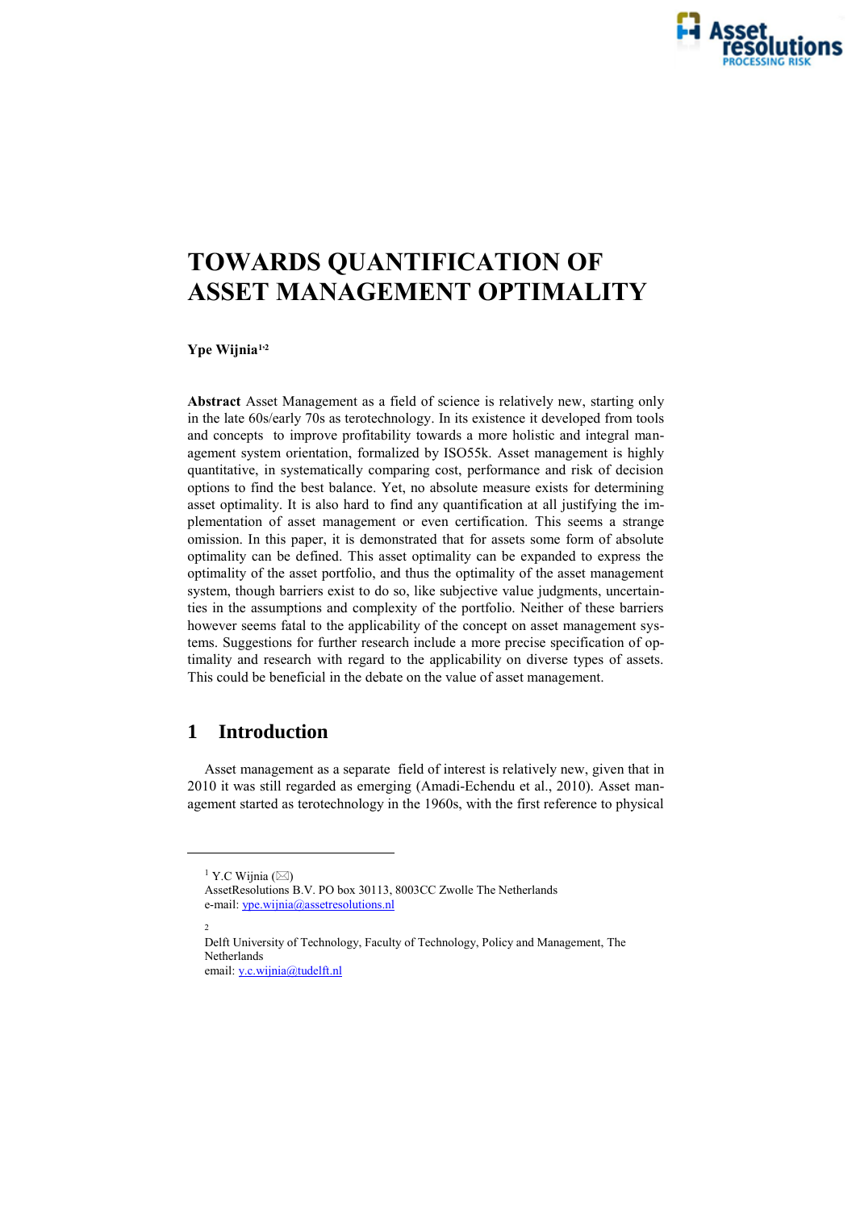# TOWARDS QUANTIFICATION OF ASSET MANAGEMENT OPTIMALITY

**Ype Wijnia**[1,2]

**Abstract** Asset Management as a field of science is relatively new, starting only in the late 60s/early 70s as terotechnology. In its existence it developed from tools and concepts to improve profitability towards a more holistic and integral management system orientation, formalized by ISO55k. Asset management is highly quantitative, in systematically comparing cost, performance and risk of decision options to find the best balance. Yet, no absolute measure exists for determining asset optimality. It is also hard to find any quantification at all justifying the implementation of asset management or even certification. This seems a strange omission. In this paper, it is demonstrated that for assets some form of absolute optimality can be defined. This asset optimality can be expanded to express the optimality of the asset portfolio, and thus the optimality of the asset management system, though barriers exist to do so, like subjective value judgments, uncertainties in the assumptions and complexity of the portfolio. Neither of these barriers however seems fatal to the applicability of the concept on asset management systems. Suggestions for further research include a more precise specification of optimality and research with regard to the applicability on diverse types of assets. This could be beneficial in the debate on the value of asset management.

## 1 Introduction

Asset management as a separate field of interest is relatively new, given that in 2010 it was still regarded as emerging (Amadi-Echendu et al., 2010). Asset management started as terotechnology in the 1960s, with the first reference to physical

---

[1] Y.C Wijnia (✉)
AssetResolutions B.V. PO box 30113, 8003CC Zwolle The Netherlands
e-mail: ype.wijnia@assetresolutions.nl

[2] Delft University of Technology, Faculty of Technology, Policy and Management, The Netherlands
email: y.c.wijnia@tudelft.nl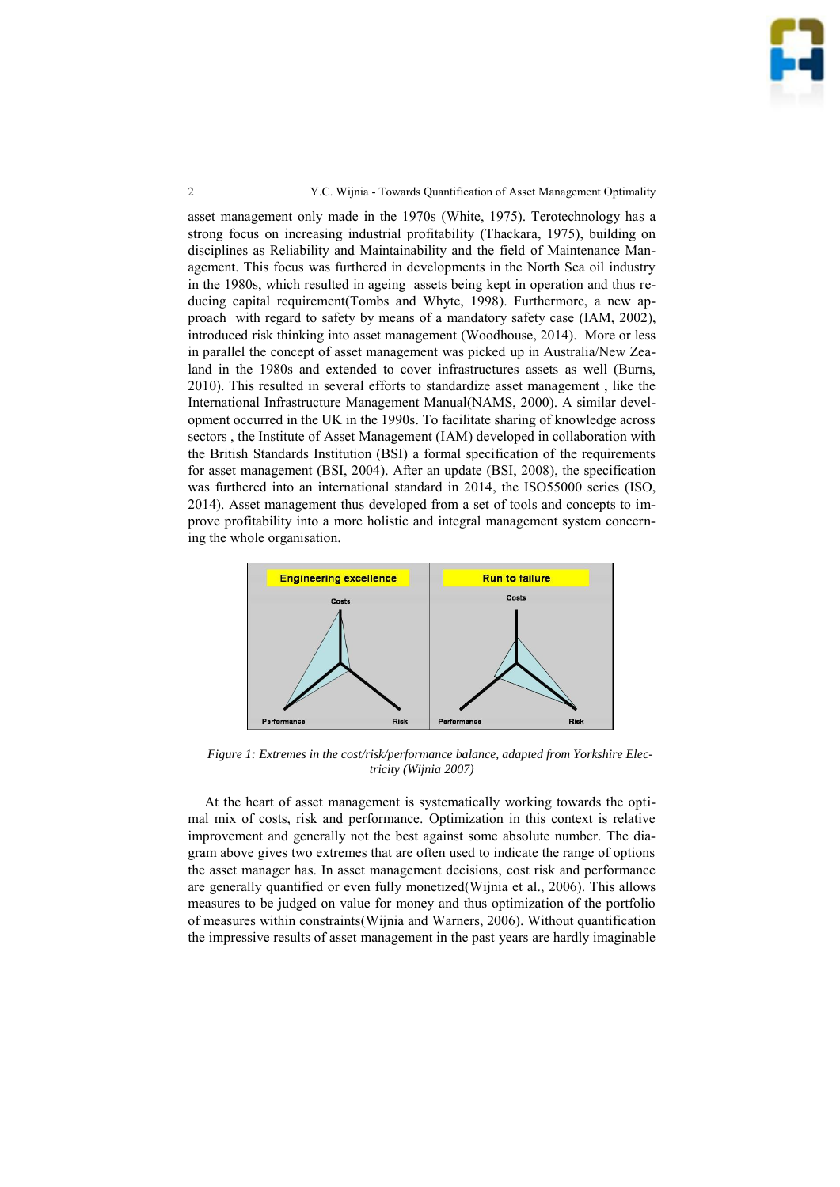asset management only made in the 1970s (White, 1975). Terotechnology has a strong focus on increasing industrial profitability (Thackara, 1975), building on disciplines as Reliability and Maintainability and the field of Maintenance Management. This focus was furthered in developments in the North Sea oil industry in the 1980s, which resulted in ageing assets being kept in operation and thus reducing capital requirement(Tombs and Whyte, 1998). Furthermore, a new approach with regard to safety by means of a mandatory safety case (IAM, 2002), introduced risk thinking into asset management (Woodhouse, 2014). More or less in parallel the concept of asset management was picked up in Australia/New Zealand in the 1980s and extended to cover infrastructures assets as well (Burns, 2010). This resulted in several efforts to standardize asset management , like the International Infrastructure Management Manual(NAMS, 2000). A similar development occurred in the UK in the 1990s. To facilitate sharing of knowledge across sectors , the Institute of Asset Management (IAM) developed in collaboration with the British Standards Institution (BSI) a formal specification of the requirements for asset management (BSI, 2004). After an update (BSI, 2008), the specification was furthered into an international standard in 2014, the ISO55000 series (ISO, 2014). Asset management thus developed from a set of tools and concepts to improve profitability into a more holistic and integral management system concerning the whole organisation.

*Figure 1: Extremes in the cost/risk/performance balance, adapted from Yorkshire Electricity (Wijnia 2007)*

At the heart of asset management is systematically working towards the optimal mix of costs, risk and performance. Optimization in this context is relative improvement and generally not the best against some absolute number. The diagram above gives two extremes that are often used to indicate the range of options the asset manager has. In asset management decisions, cost risk and performance are generally quantified or even fully monetized(Wijnia et al., 2006). This allows measures to be judged on value for money and thus optimization of the portfolio of measures within constraints(Wijnia and Warners, 2006). Without quantification the impressive results of asset management in the past years are hardly imaginable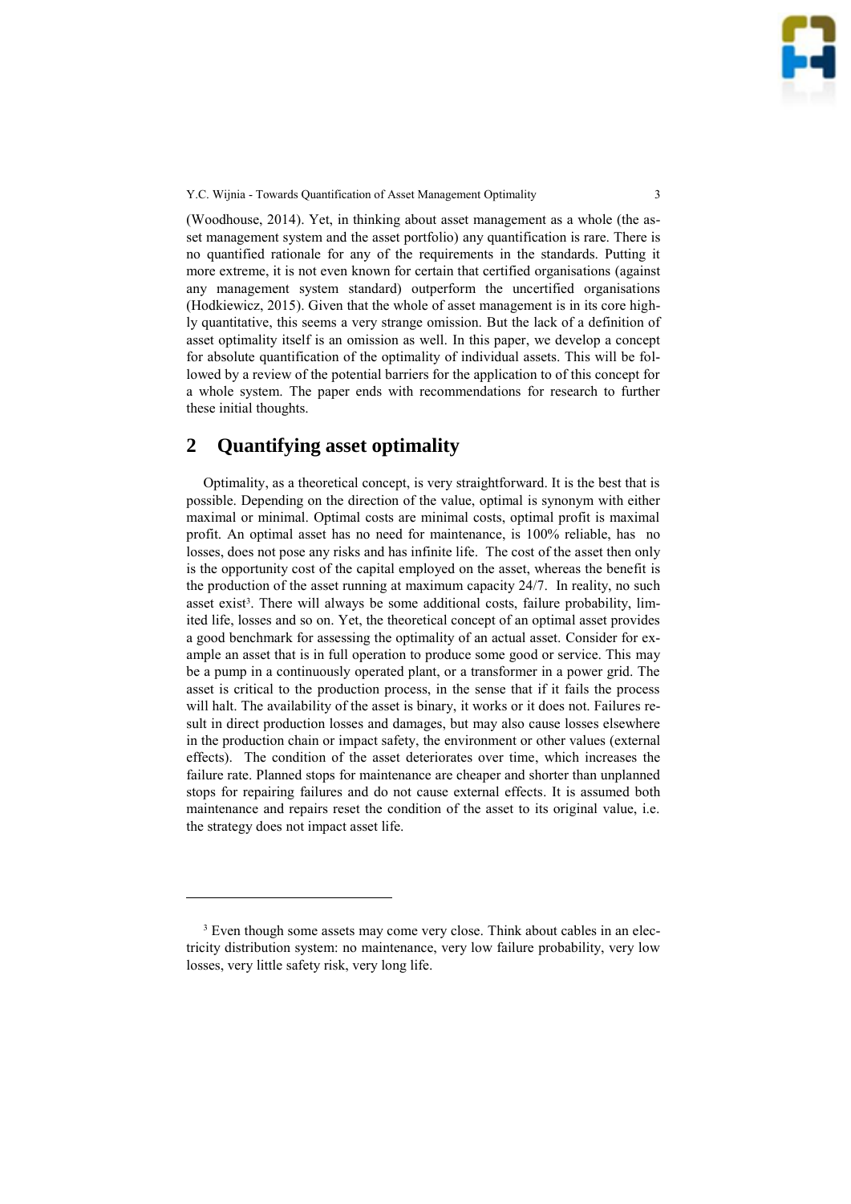(Woodhouse, 2014). Yet, in thinking about asset management as a whole (the asset management system and the asset portfolio) any quantification is rare. There is no quantified rationale for any of the requirements in the standards. Putting it more extreme, it is not even known for certain that certified organisations (against any management system standard) outperform the uncertified organisations (Hodkiewicz, 2015). Given that the whole of asset management is in its core highly quantitative, this seems a very strange omission. But the lack of a definition of asset optimality itself is an omission as well. In this paper, we develop a concept for absolute quantification of the optimality of individual assets. This will be followed by a review of the potential barriers for the application to of this concept for a whole system. The paper ends with recommendations for research to further these initial thoughts.

## 2 Quantifying asset optimality

Optimality, as a theoretical concept, is very straightforward. It is the best that is possible. Depending on the direction of the value, optimal is synonym with either maximal or minimal. Optimal costs are minimal costs, optimal profit is maximal profit. An optimal asset has no need for maintenance, is 100% reliable, has no losses, does not pose any risks and has infinite life. The cost of the asset then only is the opportunity cost of the capital employed on the asset, whereas the benefit is the production of the asset running at maximum capacity 24/7. In reality, no such asset exist[3]. There will always be some additional costs, failure probability, limited life, losses and so on. Yet, the theoretical concept of an optimal asset provides a good benchmark for assessing the optimality of an actual asset. Consider for example an asset that is in full operation to produce some good or service. This may be a pump in a continuously operated plant, or a transformer in a power grid. The asset is critical to the production process, in the sense that if it fails the process will halt. The availability of the asset is binary, it works or it does not. Failures result in direct production losses and damages, but may also cause losses elsewhere in the production chain or impact safety, the environment or other values (external effects). The condition of the asset deteriorates over time, which increases the failure rate. Planned stops for maintenance are cheaper and shorter than unplanned stops for repairing failures and do not cause external effects. It is assumed both maintenance and repairs reset the condition of the asset to its original value, i.e. the strategy does not impact asset life.

---

[3] Even though some assets may come very close. Think about cables in an electricity distribution system: no maintenance, very low failure probability, very low losses, very little safety risk, very long life.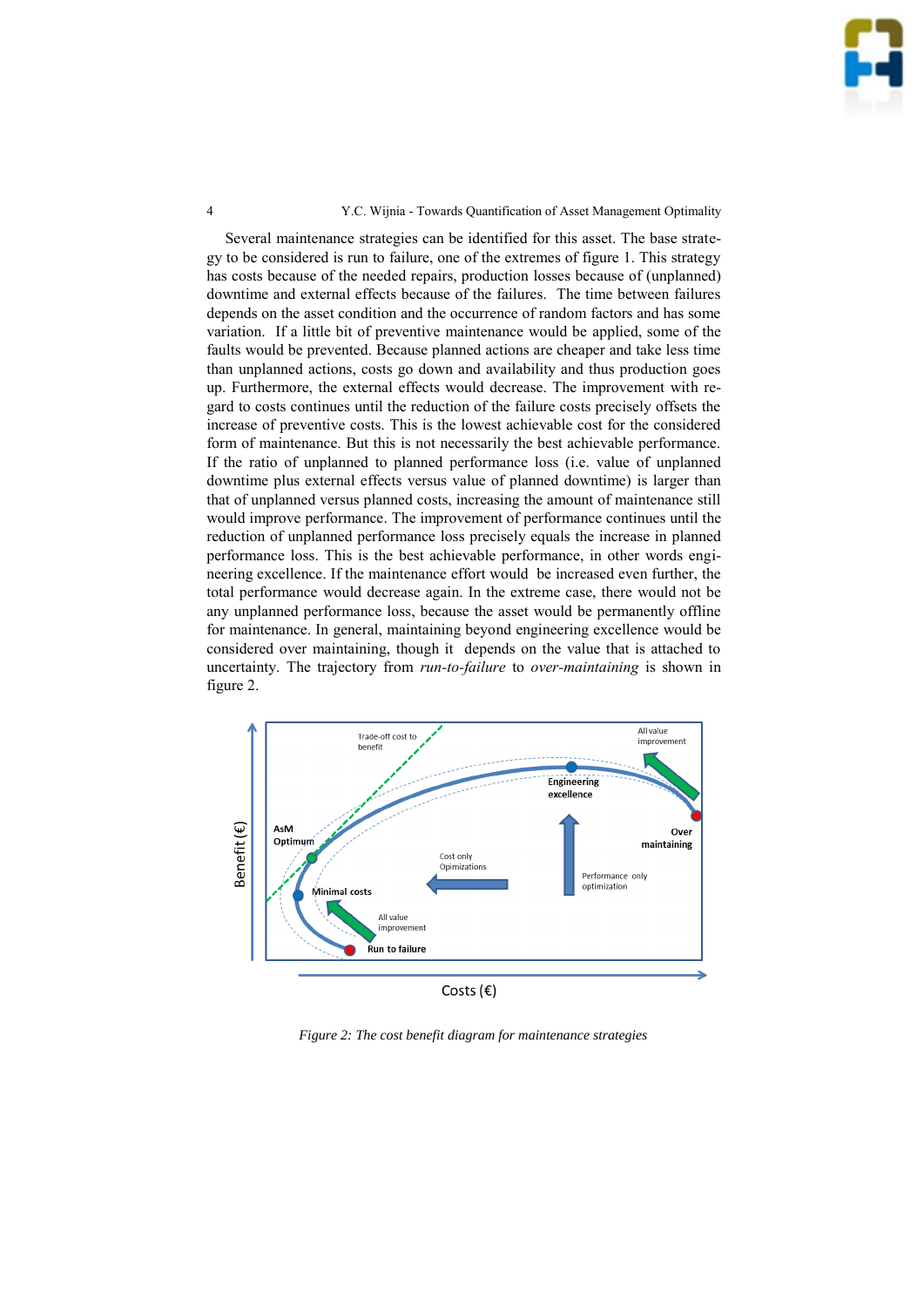Several maintenance strategies can be identified for this asset. The base strategy to be considered is run to failure, one of the extremes of figure 1. This strategy has costs because of the needed repairs, production losses because of (unplanned) downtime and external effects because of the failures. The time between failures depends on the asset condition and the occurrence of random factors and has some variation. If a little bit of preventive maintenance would be applied, some of the faults would be prevented. Because planned actions are cheaper and take less time than unplanned actions, costs go down and availability and thus production goes up. Furthermore, the external effects would decrease. The improvement with regard to costs continues until the reduction of the failure costs precisely offsets the increase of preventive costs. This is the lowest achievable cost for the considered form of maintenance. But this is not necessarily the best achievable performance. If the ratio of unplanned to planned performance loss (i.e. value of unplanned downtime plus external effects versus value of planned downtime) is larger than that of unplanned versus planned costs, increasing the amount of maintenance still would improve performance. The improvement of performance continues until the reduction of unplanned performance loss precisely equals the increase in planned performance loss. This is the best achievable performance, in other words engineering excellence. If the maintenance effort would be increased even further, the total performance would decrease again. In the extreme case, there would not be any unplanned performance loss, because the asset would be permanently offline for maintenance. In general, maintaining beyond engineering excellence would be considered over maintaining, though it depends on the value that is attached to uncertainty. The trajectory from *run-to-failure* to *over-maintaining* is shown in figure 2.

*Figure 2: The cost benefit diagram for maintenance strategies*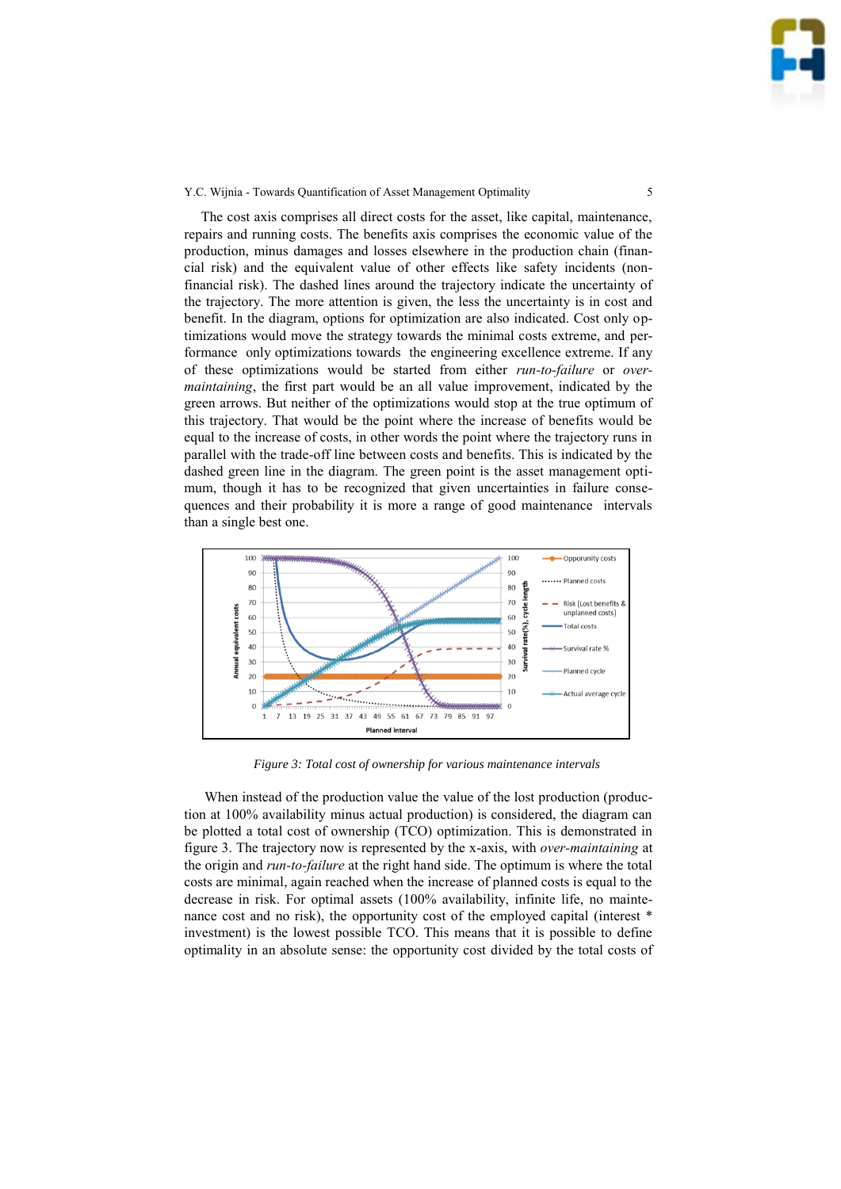The cost axis comprises all direct costs for the asset, like capital, maintenance, repairs and running costs. The benefits axis comprises the economic value of the production, minus damages and losses elsewhere in the production chain (financial risk) and the equivalent value of other effects like safety incidents (non-financial risk). The dashed lines around the trajectory indicate the uncertainty of the trajectory. The more attention is given, the less the uncertainty is in cost and benefit. In the diagram, options for optimization are also indicated. Cost only optimizations would move the strategy towards the minimal costs extreme, and performance only optimizations towards the engineering excellence extreme. If any of these optimizations would be started from either *run-to-failure* or *over-maintaining*, the first part would be an all value improvement, indicated by the green arrows. But neither of the optimizations would stop at the true optimum of this trajectory. That would be the point where the increase of benefits would be equal to the increase of costs, in other words the point where the trajectory runs in parallel with the trade-off line between costs and benefits. This is indicated by the dashed green line in the diagram. The green point is the asset management optimum, though it has to be recognized that given uncertainties in failure consequences and their probability it is more a range of good maintenance intervals than a single best one.

*Figure 3: Total cost of ownership for various maintenance intervals*

When instead of the production value the value of the lost production (production at 100% availability minus actual production) is considered, the diagram can be plotted a total cost of ownership (TCO) optimization. This is demonstrated in figure 3. The trajectory now is represented by the x-axis, with *over-maintaining* at the origin and *run-to-failure* at the right hand side. The optimum is where the total costs are minimal, again reached when the increase of planned costs is equal to the decrease in risk. For optimal assets (100% availability, infinite life, no maintenance cost and no risk), the opportunity cost of the employed capital (interest * investment) is the lowest possible TCO. This means that it is possible to define optimality in an absolute sense: the opportunity cost divided by the total costs of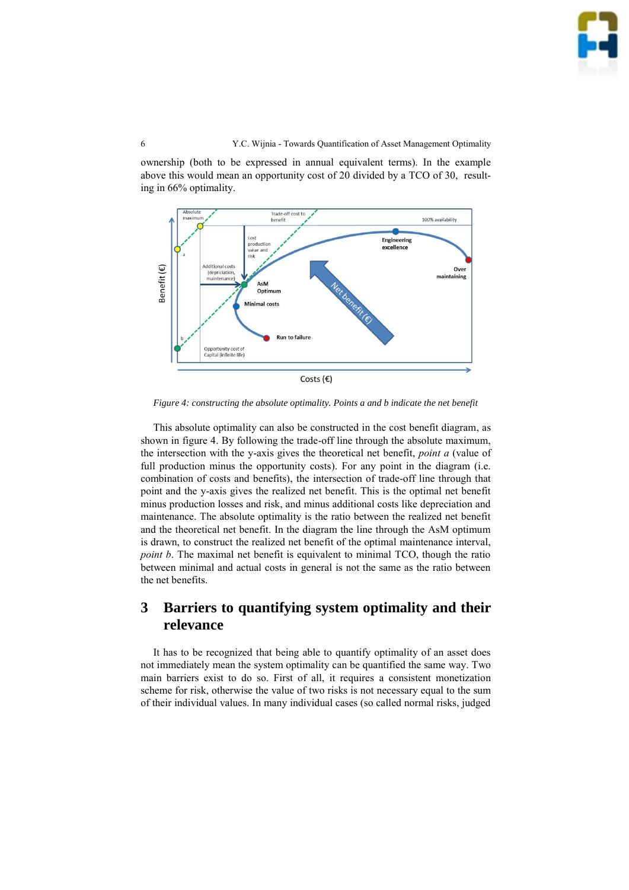ownership (both to be expressed in annual equivalent terms). In the example above this would mean an opportunity cost of 20 divided by a TCO of 30, resulting in 66% optimality.

*Figure 4: constructing the absolute optimality. Points a and b indicate the net benefit*

This absolute optimality can also be constructed in the cost benefit diagram, as shown in figure 4. By following the trade-off line through the absolute maximum, the intersection with the y-axis gives the theoretical net benefit, *point a* (value of full production minus the opportunity costs). For any point in the diagram (i.e. combination of costs and benefits), the intersection of trade-off line through that point and the y-axis gives the realized net benefit. This is the optimal net benefit minus production losses and risk, and minus additional costs like depreciation and maintenance. The absolute optimality is the ratio between the realized net benefit and the theoretical net benefit. In the diagram the line through the AsM optimum is drawn, to construct the realized net benefit of the optimal maintenance interval, *point b*. The maximal net benefit is equivalent to minimal TCO, though the ratio between minimal and actual costs in general is not the same as the ratio between the net benefits.

## 3 Barriers to quantifying system optimality and their relevance

It has to be recognized that being able to quantify optimality of an asset does not immediately mean the system optimality can be quantified the same way. Two main barriers exist to do so. First of all, it requires a consistent monetization scheme for risk, otherwise the value of two risks is not necessary equal to the sum of their individual values. In many individual cases (so called normal risks, judged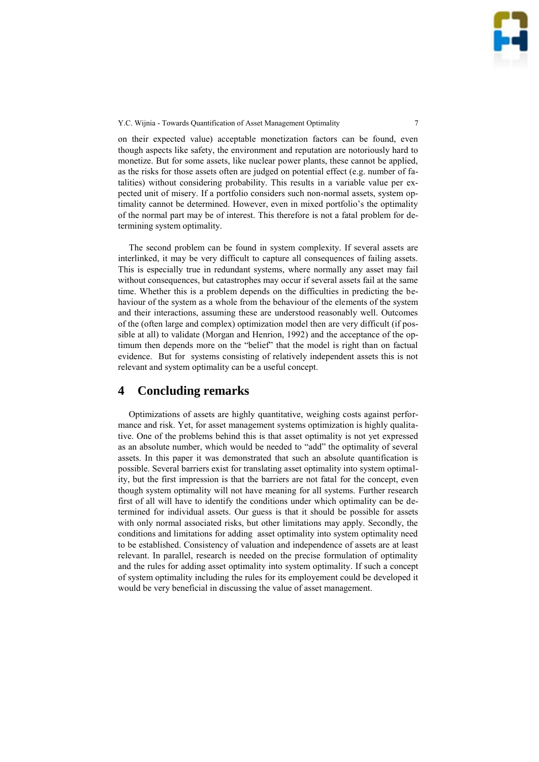on their expected value) acceptable monetization factors can be found, even though aspects like safety, the environment and reputation are notoriously hard to monetize. But for some assets, like nuclear power plants, these cannot be applied, as the risks for those assets often are judged on potential effect (e.g. number of fatalities) without considering probability. This results in a variable value per expected unit of misery. If a portfolio considers such non-normal assets, system optimality cannot be determined. However, even in mixed portfolio's the optimality of the normal part may be of interest. This therefore is not a fatal problem for determining system optimality.

The second problem can be found in system complexity. If several assets are interlinked, it may be very difficult to capture all consequences of failing assets. This is especially true in redundant systems, where normally any asset may fail without consequences, but catastrophes may occur if several assets fail at the same time. Whether this is a problem depends on the difficulties in predicting the behaviour of the system as a whole from the behaviour of the elements of the system and their interactions, assuming these are understood reasonably well. Outcomes of the (often large and complex) optimization model then are very difficult (if possible at all) to validate (Morgan and Henrion, 1992) and the acceptance of the optimum then depends more on the "belief" that the model is right than on factual evidence. But for systems consisting of relatively independent assets this is not relevant and system optimality can be a useful concept.

# 4 Concluding remarks

Optimizations of assets are highly quantitative, weighing costs against performance and risk. Yet, for asset management systems optimization is highly qualitative. One of the problems behind this is that asset optimality is not yet expressed as an absolute number, which would be needed to "add" the optimality of several assets. In this paper it was demonstrated that such an absolute quantification is possible. Several barriers exist for translating asset optimality into system optimality, but the first impression is that the barriers are not fatal for the concept, even though system optimality will not have meaning for all systems. Further research first of all will have to identify the conditions under which optimality can be determined for individual assets. Our guess is that it should be possible for assets with only normal associated risks, but other limitations may apply. Secondly, the conditions and limitations for adding asset optimality into system optimality need to be established. Consistency of valuation and independence of assets are at least relevant. In parallel, research is needed on the precise formulation of optimality and the rules for adding asset optimality into system optimality. If such a concept of system optimality including the rules for its employement could be developed it would be very beneficial in discussing the value of asset management.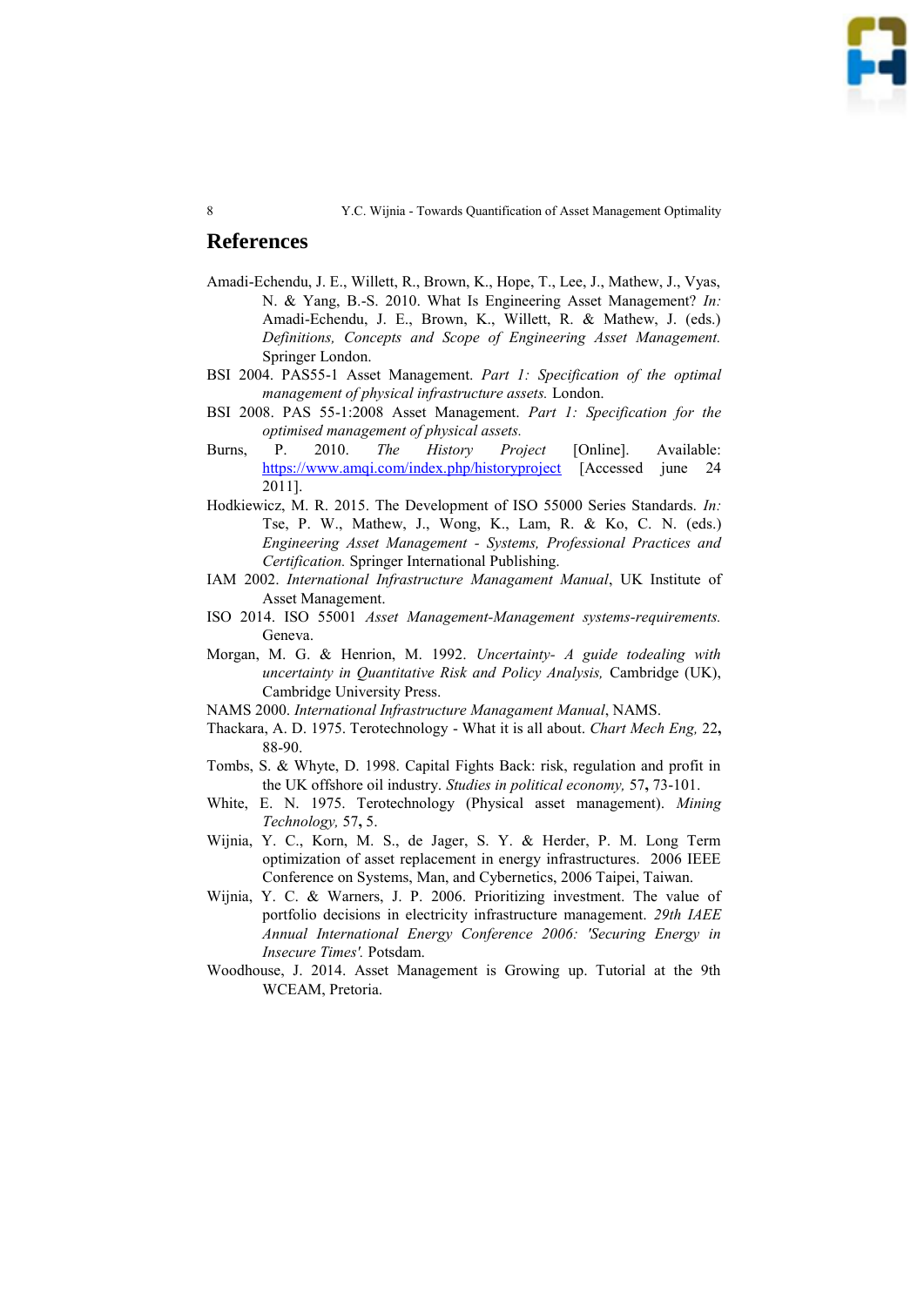# References

Amadi-Echendu, J. E., Willett, R., Brown, K., Hope, T., Lee, J., Mathew, J., Vyas, N. & Yang, B.-S. 2010. What Is Engineering Asset Management? *In:* Amadi-Echendu, J. E., Brown, K., Willett, R. & Mathew, J. (eds.) *Definitions, Concepts and Scope of Engineering Asset Management.* Springer London.

BSI 2004. PAS55-1 Asset Management. *Part 1: Specification of the optimal management of physical infrastructure assets.* London.

BSI 2008. PAS 55-1:2008 Asset Management. *Part 1: Specification for the optimised management of physical assets.*

Burns, P. 2010. *The History Project* [Online]. Available: https://www.amqi.com/index.php/historyproject [Accessed june 24 2011].

Hodkiewicz, M. R. 2015. The Development of ISO 55000 Series Standards. *In:* Tse, P. W., Mathew, J., Wong, K., Lam, R. & Ko, C. N. (eds.) *Engineering Asset Management - Systems, Professional Practices and Certification.* Springer International Publishing.

IAM 2002. *International Infrastructure Managament Manual*, UK Institute of Asset Management.

ISO 2014. ISO 55001 *Asset Management-Management systems-requirements.* Geneva.

Morgan, M. G. & Henrion, M. 1992. *Uncertainty- A guide todealing with uncertainty in Quantitative Risk and Policy Analysis,* Cambridge (UK), Cambridge University Press.

NAMS 2000. *International Infrastructure Managament Manual*, NAMS.

Thackara, A. D. 1975. Terotechnology - What it is all about. *Chart Mech Eng,* 22**,** 88-90.

Tombs, S. & Whyte, D. 1998. Capital Fights Back: risk, regulation and profit in the UK offshore oil industry. *Studies in political economy,* 57**,** 73-101.

White, E. N. 1975. Terotechnology (Physical asset management). *Mining Technology,* 57**,** 5.

Wijnia, Y. C., Korn, M. S., de Jager, S. Y. & Herder, P. M. Long Term optimization of asset replacement in energy infrastructures. 2006 IEEE Conference on Systems, Man, and Cybernetics, 2006 Taipei, Taiwan.

Wijnia, Y. C. & Warners, J. P. 2006. Prioritizing investment. The value of portfolio decisions in electricity infrastructure management. *29th IAEE Annual International Energy Conference 2006: 'Securing Energy in Insecure Times'.* Potsdam.

Woodhouse, J. 2014. Asset Management is Growing up. Tutorial at the 9th WCEAM, Pretoria.